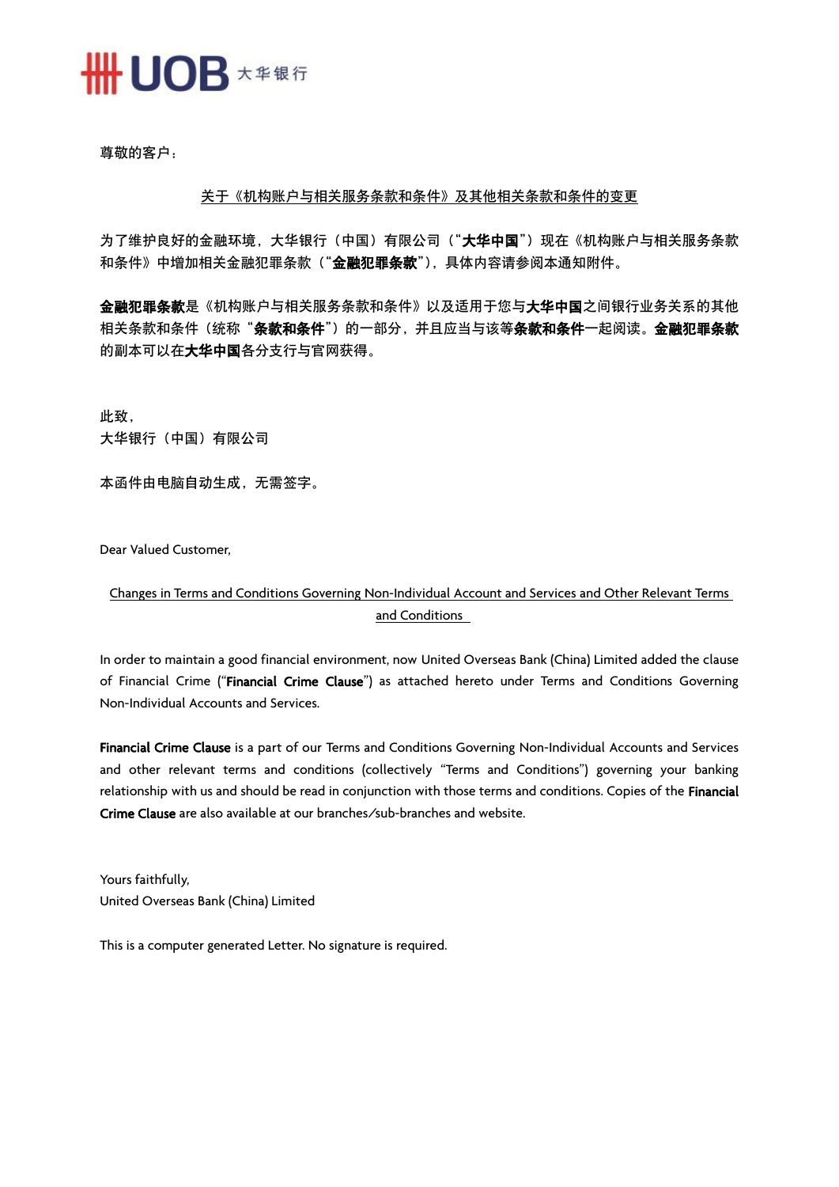UOB 大华银行

尊敬的客户：

<u>关于《机构账户与相关服务条款和条件》及其他相关条款和条件的变更</u>

为了维护良好的金融环境，大华银行（中国）有限公司（"**大华中国**"）现在《机构账户与相关服务条款和条件》中增加相关金融犯罪条款（"**金融犯罪条款**"），具体内容请参阅本通知附件。

**金融犯罪条款**是《机构账户与相关服务条款和条件》以及适用于您与**大华中国**之间银行业务关系的其他相关条款和条件（统称"**条款和条件**"）的一部分，并且应当与该等**条款和条件**一起阅读。**金融犯罪条款**的副本可以在**大华中国**各分支行与官网获得。

此致，
大华银行（中国）有限公司

本函件由电脑自动生成，无需签字。

Dear Valued Customer,

<u>Changes in Terms and Conditions Governing Non-Individual Account and Services and Other Relevant Terms and Conditions</u>

In order to maintain a good financial environment, now United Overseas Bank (China) Limited added the clause of Financial Crime ("**Financial Crime Clause**") as attached hereto under Terms and Conditions Governing Non-Individual Accounts and Services.

**Financial Crime Clause** is a part of our Terms and Conditions Governing Non-Individual Accounts and Services and other relevant terms and conditions (collectively "Terms and Conditions") governing your banking relationship with us and should be read in conjunction with those terms and conditions. Copies of the **Financial Crime Clause** are also available at our branches/sub-branches and website.

Yours faithfully,
United Overseas Bank (China) Limited

This is a computer generated Letter. No signature is required.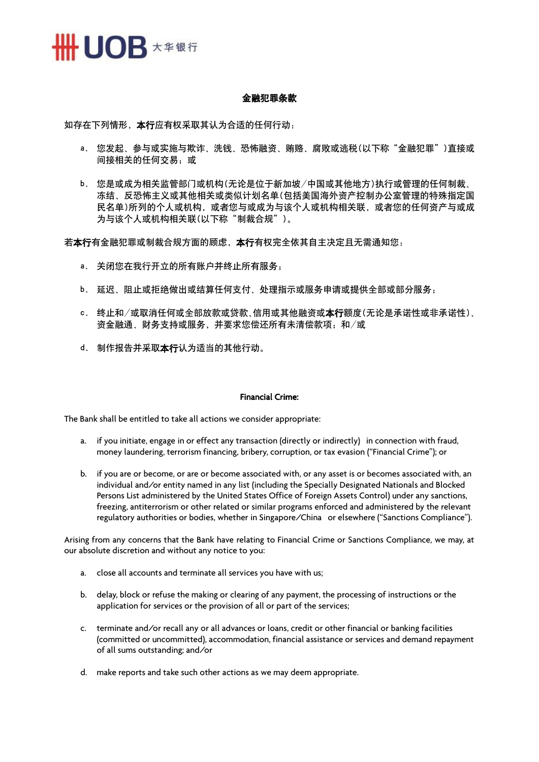**金融犯罪条款**

如存在下列情形，**本行**应有权采取其认为合适的任何行动：

a. 您发起、参与或实施与欺诈、洗钱、恐怖融资、贿赂、腐败或逃税(以下称“金融犯罪”)直接或间接相关的任何交易；或

b. 您是或成为相关监管部门或机构(无论是位于新加坡/中国或其他地方)执行或管理的任何制裁、冻结、反恐怖主义或其他相关或类似计划名单(包括美国海外资产控制办公室管理的特殊指定国民名单)所列的个人或机构，或者您与或成为与该个人或机构相关联，或者您的任何资产与或成为与该个人或机构相关联(以下称“制裁合规”)。

若**本行**有金融犯罪或制裁合规方面的顾虑，**本行**有权完全依其自主决定且无需通知您：

a. 关闭您在我行开立的所有账户并终止所有服务；

b. 延迟、阻止或拒绝做出或结算任何支付、处理指示或服务申请或提供全部或部分服务；

c. 终止和/或取消任何或全部放款或贷款、信用或其他融资或**本行**额度(无论是承诺性或非承诺性)、资金融通、财务支持或服务，并要求您偿还所有未清偿款项；和/或

d. 制作报告并采取**本行**认为适当的其他行动。

**Financial Crime:**

The Bank shall be entitled to take all actions we consider appropriate:

a. if you initiate, engage in or effect any transaction (directly or indirectly) in connection with fraud, money laundering, terrorism financing, bribery, corruption, or tax evasion (“Financial Crime”); or

b. if you are or become, or are or become associated with, or any asset is or becomes associated with, an individual and/or entity named in any list (including the Specially Designated Nationals and Blocked Persons List administered by the United States Office of Foreign Assets Control) under any sanctions, freezing, antiterrorism or other related or similar programs enforced and administered by the relevant regulatory authorities or bodies, whether in Singapore/China or elsewhere (“Sanctions Compliance”).

Arising from any concerns that the Bank have relating to Financial Crime or Sanctions Compliance, we may, at our absolute discretion and without any notice to you:

a. close all accounts and terminate all services you have with us;

b. delay, block or refuse the making or clearing of any payment, the processing of instructions or the application for services or the provision of all or part of the services;

c. terminate and/or recall any or all advances or loans, credit or other financial or banking facilities (committed or uncommitted), accommodation, financial assistance or services and demand repayment of all sums outstanding; and/or

d. make reports and take such other actions as we may deem appropriate.